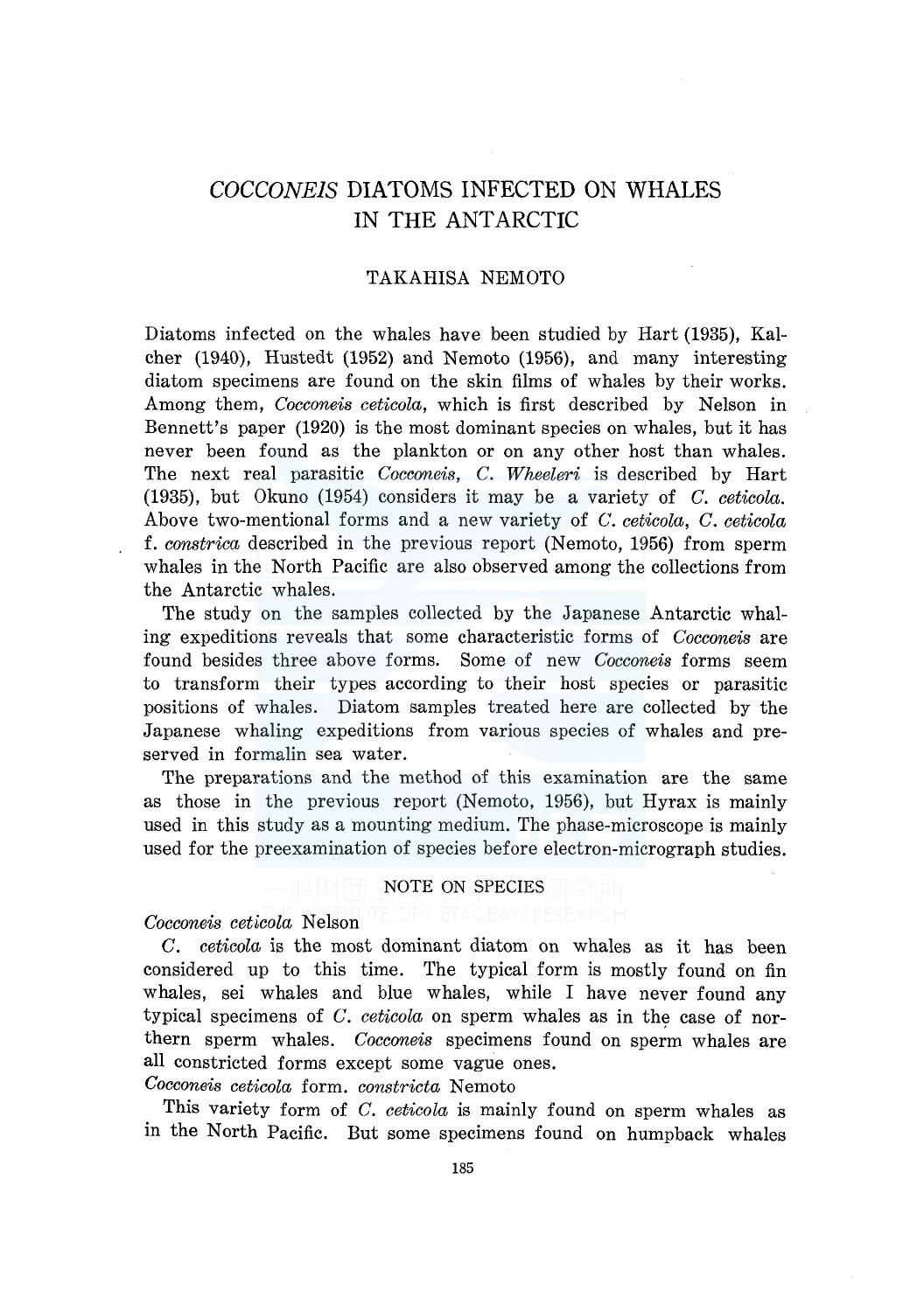# *COCCONEIS* DIATOMS INFECTED ON WHALES IN THE ANTARCTIC

TAKAHISA NEMOTO

Diatoms infected on the whales have been studied by Hart (1935), Kalcher (1940), Hustedt (1952) and Nemoto (1956), and many interesting diatom specimens are found on the skin films of whales by their works. Among them, *Cocconeis ceticola*, which is first described by Nelson in Bennett's paper (1920) is the most dominant species on whales, but it has never been found as the plankton or on any other host than whales. The next real parasitic *Cocconeis*, *C. Wheeleri* is described by Hart (1935), but Okuno (1954) considers it may be a variety of *C. ceticola*. Above two-mentional forms and a new variety of *C. ceticola*, *C. ceticola* f. *constrica* described in the previous report (Nemoto, 1956) from sperm whales in the North Pacific are also observed among the collections from the Antarctic whales.

The study on the samples collected by the Japanese Antarctic whaling expeditions reveals that some characteristic forms of *Cocconeis* are found besides three above forms. Some of new *Cocconeis* forms seem to transform their types according to their host species or parasitic positions of whales. Diatom samples treated here are collected by the Japanese whaling expeditions from various species of whales and preserved in formalin sea water.

The preparations and the method of this examination are the same as those in the previous report (Nemoto, 1956), but Hyrax is mainly used in this study as a mounting medium. The phase-microscope is mainly used for the preexamination of species before electron-micrograph studies.

## NOTE ON SPECIES

*Cocconeis ceticola* Nelson

*C. ceticola* is the most dominant diatom on whales as it has been considered up to this time. The typical form is mostly found on fin whales, sei whales and blue whales, while I have never found any typical specimens of *C. ceticola* on sperm whales as in the case of northern sperm whales. *Cocconeis* specimens found on sperm whales are all constricted forms except some vague ones.

*Cocconeis ceticola* form. *constricta* Nemoto

This variety form of *C. ceticola* is mainly found on sperm whales as in the North Pacific. But some specimens found on humpback whales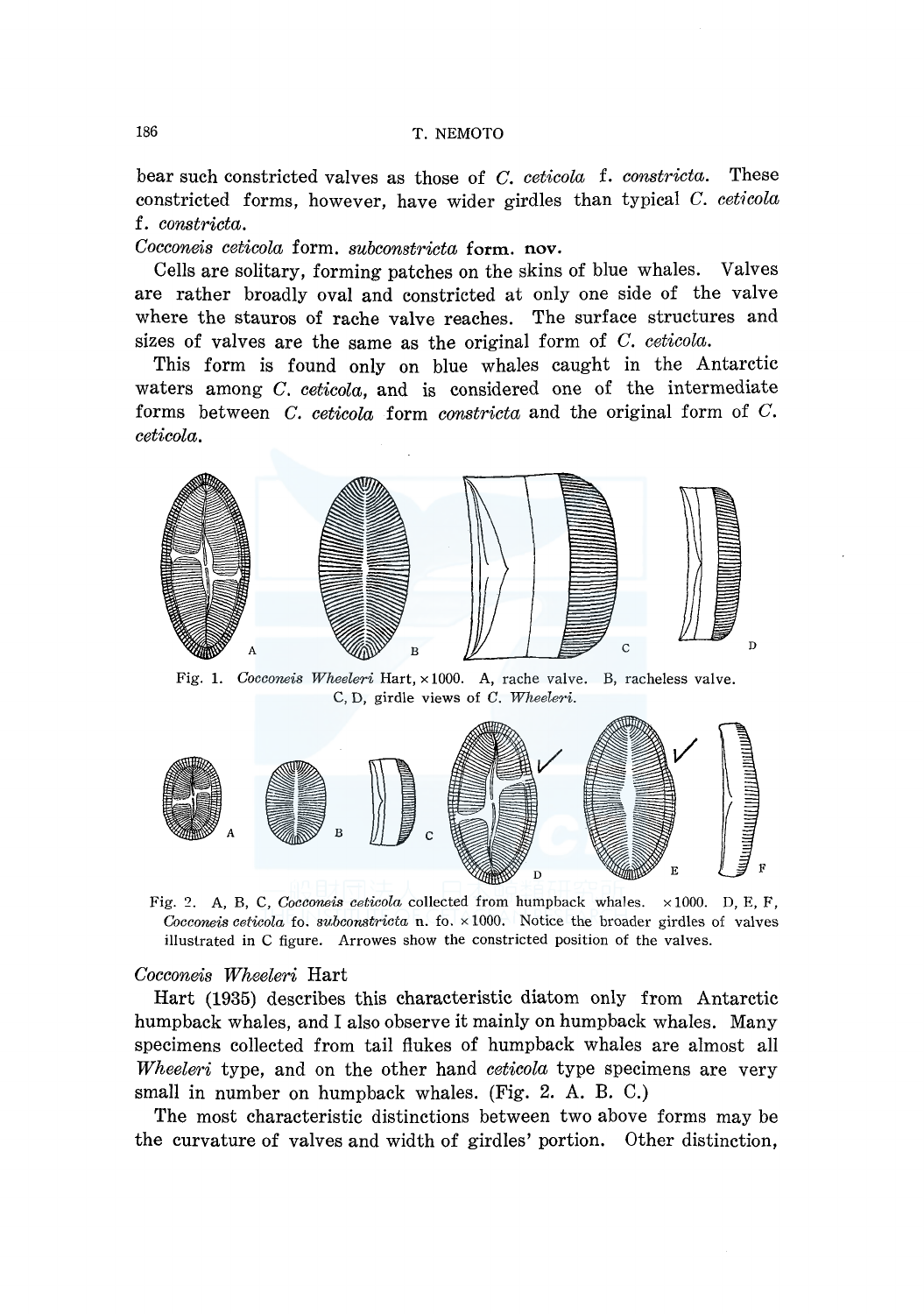bear such constricted valves as those of *C. ceticola* f. *constricta*. These constricted forms, however, have wider girdles than typical *C. ceticola* f. *constricta*.

*Cocconeis ceticola* form. *subconstricta* **form. nov.**

Cells are solitary, forming patches on the skins of blue whales. Valves are rather broadly oval and constricted at only one side of the valve where the stauros of rache valve reaches. The surface structures and sizes of valves are the same as the original form of *C. ceticola.*

This form is found only on blue whales caught in the Antarctic waters among *C. ceticola,* and is considered one of the intermediate forms between *C. ceticola* form *constricta* and the original form of *C. ceticola.*

A B C D

Fig. 1. *Cocconeis Wheeleri* Hart, ×1000. A, rache valve. B, racheless valve. C, D, girdle views of *C. Wheeleri.*

A B C D E F

Fig. 2. A, B, C, *Cocconeis ceticola* collected from humpback whales. ×1000. D, E, F, *Cocconeis ceticola* fo. *subconstricta* n. fo. ×1000. Notice the broader girdles of valves illustrated in C figure. Arrowes show the constricted position of the valves.

*Cocconeis Wheeleri* Hart

Hart (1935) describes this characteristic diatom only from Antarctic humpback whales, and I also observe it mainly on humpback whales. Many specimens collected from tail flukes of humpback whales are almost all *Wheeleri* type, and on the other hand *ceticola* type specimens are very small in number on humpback whales. (Fig. 2. A. B. C.)

The most characteristic distinctions between two above forms may be the curvature of valves and width of girdles' portion. Other distinction,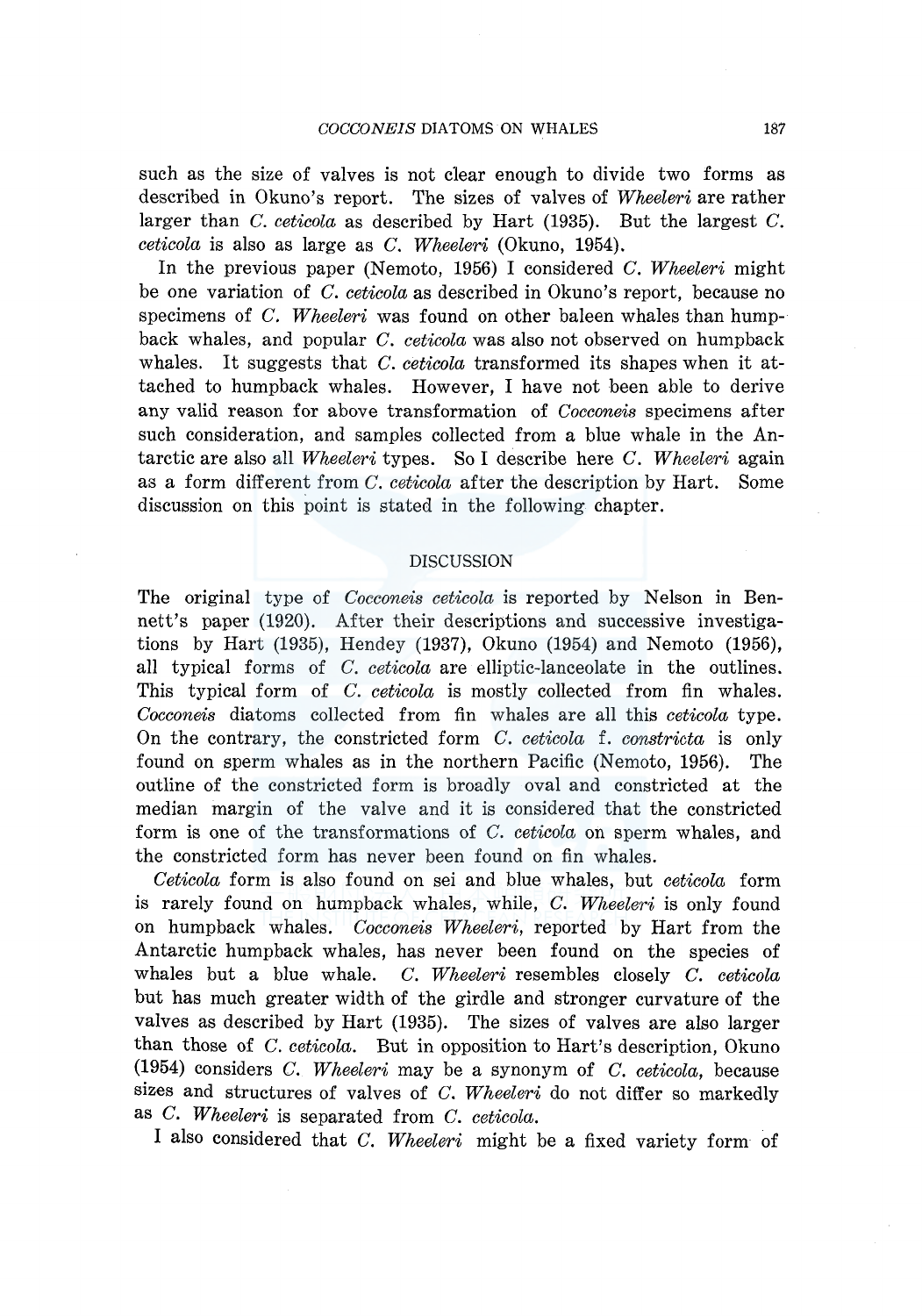such as the size of valves is not clear enough to divide two forms as described in Okuno's report. The sizes of valves of *Wheeleri* are rather larger than *C. ceticola* as described by Hart (1935). But the largest *C. ceticola* is also as large as *C. Wheeleri* (Okuno, 1954).

In the previous paper (Nemoto, 1956) I considered *C. Wheeleri* might be one variation of *C. ceticola* as described in Okuno's report, because no specimens of *C. Wheeleri* was found on other baleen whales than humpback whales, and popular *C. ceticola* was also not observed on humpback whales. It suggests that *C. ceticola* transformed its shapes when it attached to humpback whales. However, I have not been able to derive any valid reason for above transformation of *Cocconeis* specimens after such consideration, and samples collected from a blue whale in the Antarctic are also all *Wheeleri* types. So I describe here *C. Wheeleri* again as a form different from *C. ceticola* after the description by Hart. Some discussion on this point is stated in the following chapter.

## DISCUSSION

The original type of *Cocconeis ceticola* is reported by Nelson in Bennett's paper (1920). After their descriptions and successive investigations by Hart (1935), Hendey (1937), Okuno (1954) and Nemoto (1956), all typical forms of *C. ceticola* are elliptic-lanceolate in the outlines. This typical form of *C. ceticola* is mostly collected from fin whales. *Cocconeis* diatoms collected from fin whales are all this *ceticola* type. On the contrary, the constricted form *C. ceticola* f. *constricta* is only found on sperm whales as in the northern Pacific (Nemoto, 1956). The outline of the constricted form is broadly oval and constricted at the median margin of the valve and it is considered that the constricted form is one of the transformations of *C. ceticola* on sperm whales, and the constricted form has never been found on fin whales.

*Ceticola* form is also found on sei and blue whales, but *ceticola* form is rarely found on humpback whales, while, *C. Wheeleri* is only found on humpback whales. *Cocconeis Wheeleri*, reported by Hart from the Antarctic humpback whales, has never been found on the species of whales but a blue whale. *C. Wheeleri* resembles closely *C. ceticola* but has much greater width of the girdle and stronger curvature of the valves as described by Hart (1935). The sizes of valves are also larger than those of *C. ceticola*. But in opposition to Hart's description, Okuno (1954) considers *C. Wheeleri* may be a synonym of *C. ceticola*, because sizes and structures of valves of *C. Wheeleri* do not differ so markedly as *C. Wheeleri* is separated from *C. ceticola*.

I also considered that *C. Wheeleri* might be a fixed variety form of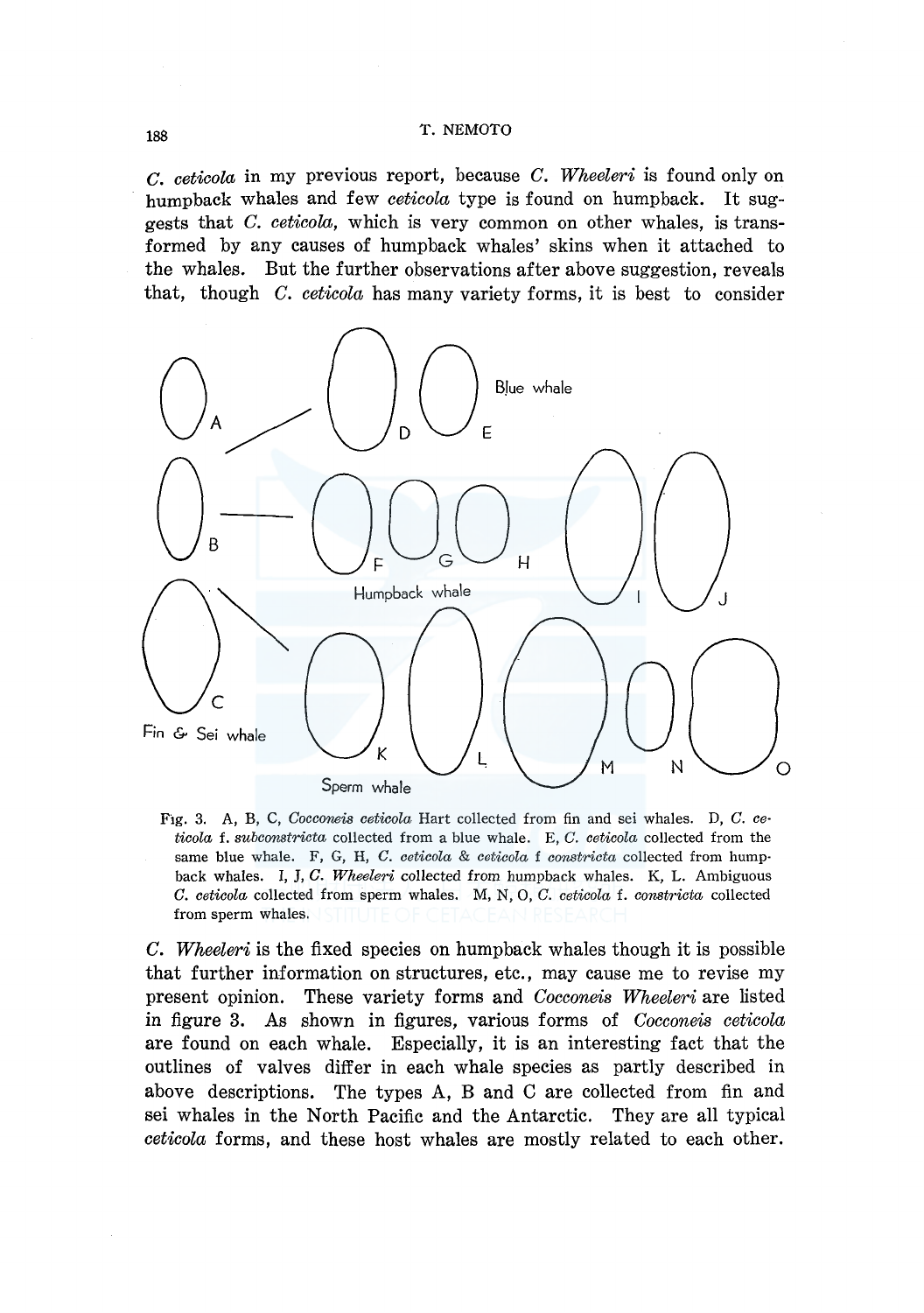*C. ceticola* in my previous report, because *C. Wheeleri* is found only on humpback whales and few *ceticola* type is found on humpback. It suggests that *C. ceticola*, which is very common on other whales, is transformed by any causes of humpback whales' skins when it attached to the whales. But the further observations after above suggestion, reveals that, though *C. ceticola* has many variety forms, it is best to consider

A
B
C
Fin & Sei whale
D
E
Blue whale
F
G
H
Humpback whale
I
J
K
L
Sperm whale
M
N
O

Fig. 3. A, B, C, *Cocconeis ceticola* Hart collected from fin and sei whales. D, *C. ceticola* f. *subconstricta* collected from a blue whale. E, *C. ceticola* collected from the same blue whale. F, G, H, *C. ceticola* & *ceticola* f *constricta* collected from humpback whales. I, J, *C. Wheeleri* collected from humpback whales. K, L. Ambiguous *C. ceticola* collected from sperm whales. M, N, O, *C. ceticola* f. *constricta* collected from sperm whales.

*C. Wheeleri* is the fixed species on humpback whales though it is possible that further information on structures, etc., may cause me to revise my present opinion. These variety forms and *Cocconeis Wheeleri* are listed in figure 3. As shown in figures, various forms of *Cocconeis ceticola* are found on each whale. Especially, it is an interesting fact that the outlines of valves differ in each whale species as partly described in above descriptions. The types A, B and C are collected from fin and sei whales in the North Pacific and the Antarctic. They are all typical *ceticola* forms, and these host whales are mostly related to each other.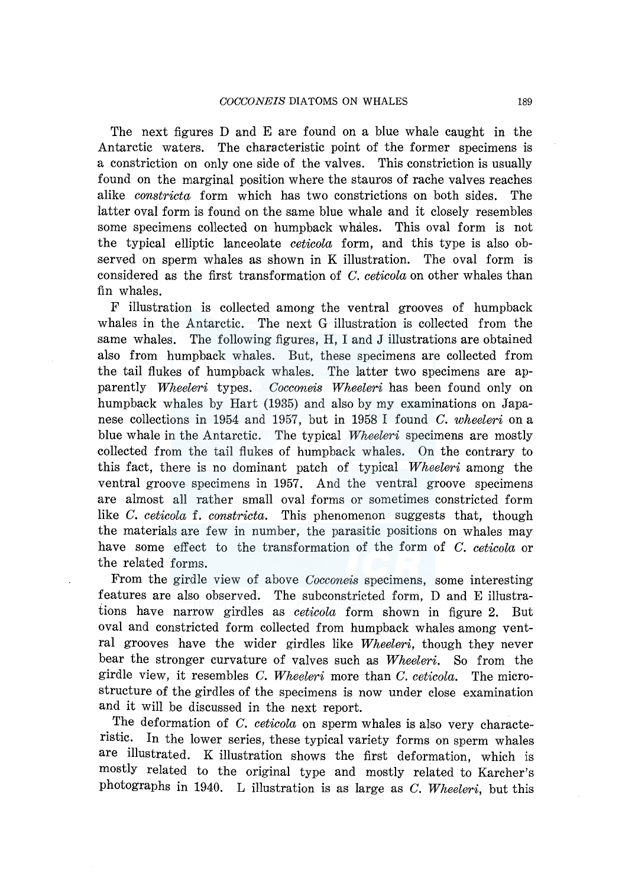The next figures D and E are found on a blue whale caught in the Antarctic waters. The characteristic point of the former specimens is a constriction on only one side of the valves. This constriction is usually found on the marginal position where the stauros of rache valves reaches alike *constricta* form which has two constrictions on both sides. The latter oval form is found on the same blue whale and it closely resembles some specimens collected on humpback whàles. This oval form is not the typical elliptic lanceolate *ceticola* form, and this type is also observed on sperm whales as shown in K illustration. The oval form is considered as the first transformation of *C. ceticola* on other whales than fin whales.

F illustration is collected among the ventral grooves of humpback whales in the Antarctic. The next G illustration is collected from the same whales. The following figures, H, I and J illustrations are obtained also from humpback whales. But, these specimens are collected from the tail flukes of humpback whales. The latter two specimens are apparently *Wheeleri* types. *Cocconeis Wheeleri* has been found only on humpback whales by Hart (1935) and also by my examinations on Japanese collections in 1954 and 1957, but in 1958 I found *C. wheeleri* on a blue whale in the Antarctic. The typical *Wheeleri* specimens are mostly collected from the tail flukes of humpback whales. On the contrary to this fact, there is no dominant patch of typical *Wheeleri* among the ventral groove specimens in 1957. And the ventral groove specimens are almost all rather small oval forms or sometimes constricted form like *C. ceticola* f. *constricta*. This phenomenon suggests that, though the materials are few in number, the parasitic positions on whales may have some effect to the transformation of the form of *C. ceticola* or the related forms.

From the girdle view of above *Cocconeis* specimens, some interesting features are also observed. The subconstricted form, D and E illustrations have narrow girdles as *ceticola* form shown in figure 2. But oval and constricted form collected from humpback whales among ventral grooves have the wider girdles like *Wheeleri*, though they never bear the stronger curvature of valves such as *Wheeleri*. So from the girdle view, it resembles *C. Wheeleri* more than *C. ceticola*. The microstructure of the girdles of the specimens is now under close examination and it will be discussed in the next report.

The deformation of *C. ceticola* on sperm whales is also very characteristic. In the lower series, these typical variety forms on sperm whales are illustrated. K illustration shows the first deformation, which is mostly related to the original type and mostly related to Karcher's photographs in 1940. L illustration is as large as *C. Wheeleri*, but this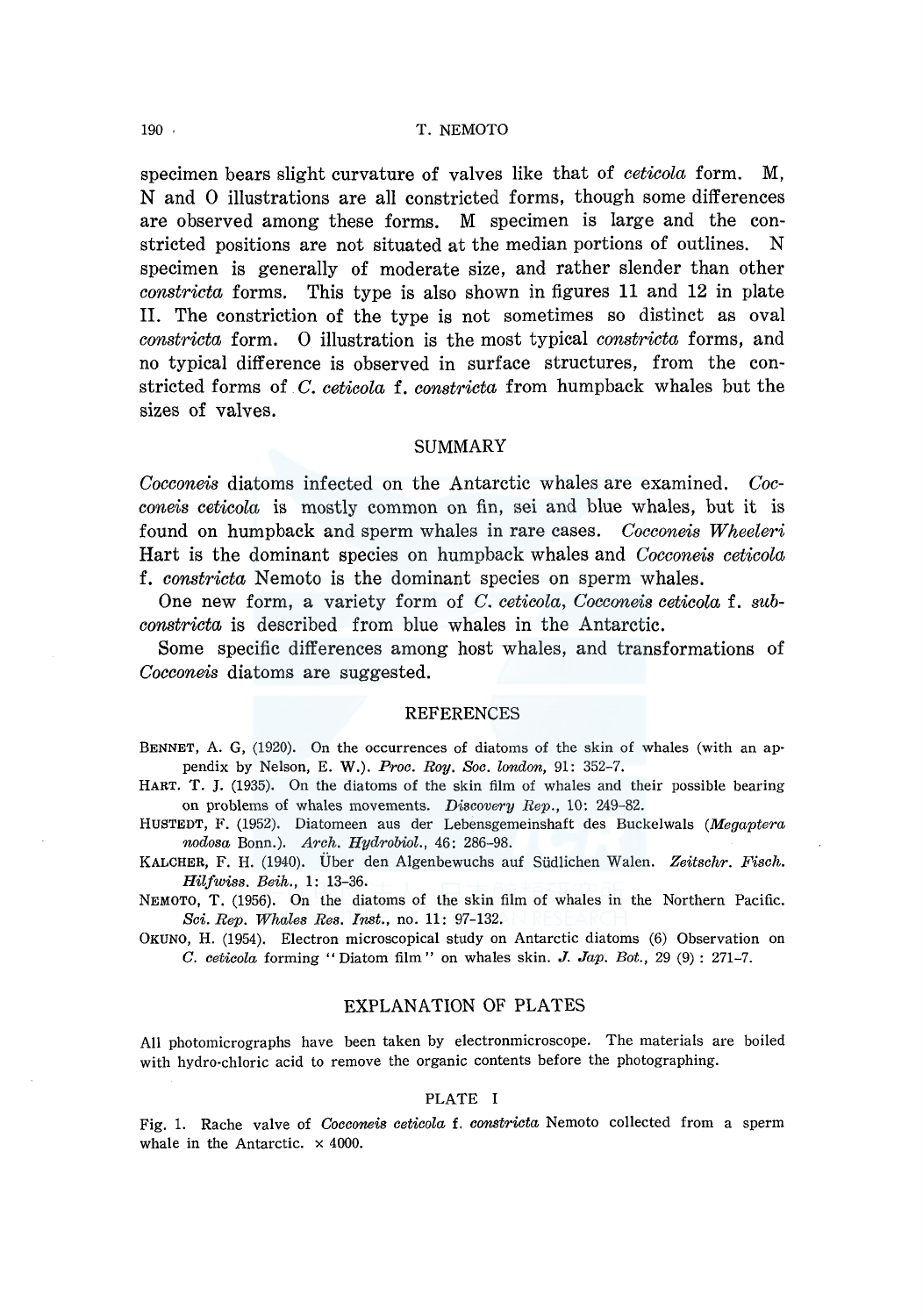specimen bears slight curvature of valves like that of *ceticola* form. M, N and O illustrations are all constricted forms, though some differences are observed among these forms. M specimen is large and the constricted positions are not situated at the median portions of outlines. N specimen is generally of moderate size, and rather slender than other *constricta* forms. This type is also shown in figures 11 and 12 in plate II. The constriction of the type is not sometimes so distinct as oval *constricta* form. O illustration is the most typical *constricta* forms, and no typical difference is observed in surface structures, from the constricted forms of *C. ceticola* f. *constricta* from humpback whales but the sizes of valves.

## SUMMARY

*Cocconeis* diatoms infected on the Antarctic whales are examined. *Cocconeis ceticola* is mostly common on fin, sei and blue whales, but it is found on humpback and sperm whales in rare cases. *Cocconeis Wheeleri* Hart is the dominant species on humpback whales and *Cocconeis ceticola* f. *constricta* Nemoto is the dominant species on sperm whales.

One new form, a variety form of *C. ceticola*, *Cocconeis ceticola* f. *subconstricta* is described from blue whales in the Antarctic.

Some specific differences among host whales, and transformations of *Cocconeis* diatoms are suggested.

## REFERENCES

BENNET, A. G, (1920). On the occurrences of diatoms of the skin of whales (with an appendix by Nelson, E. W.). *Proc. Roy. Soc. london,* 91: 352–7.

HART. T. J. (1935). On the diatoms of the skin film of whales and their possible bearing on problems of whales movements. *Discovery Rep.,* 10: 249–82.

HUSTEDT, F. (1952). Diatomeen aus der Lebensgemeinshaft des Buckelwals (*Megaptera nodosa* Bonn.). *Arch. Hydrobiol.,* 46: 286–98.

KALCHER, F. H. (1940). Über den Algenbewuchs auf Südlichen Walen. *Zeitschr. Fisch. Hilfwiss. Beih.,* 1: 13–36.

NEMOTO, T. (1956). On the diatoms of the skin film of whales in the Northern Pacific. *Sci. Rep. Whales Res. Inst.,* no. 11: 97–132.

OKUNO, H. (1954). Electron microscopical study on Antarctic diatoms (6) Observation on *C. ceticola* forming "Diatom film" on whales skin. *J. Jap. Bot.,* 29 (9) : 271–7.

## EXPLANATION OF PLATES

All photomicrographs have been taken by electronmicroscope. The materials are boiled with hydro-chloric acid to remove the organic contents before the photographing.

### PLATE I

Fig. 1. Rache valve of *Cocconeis ceticola* f. *constricta* Nemoto collected from a sperm whale in the Antarctic. × 4000.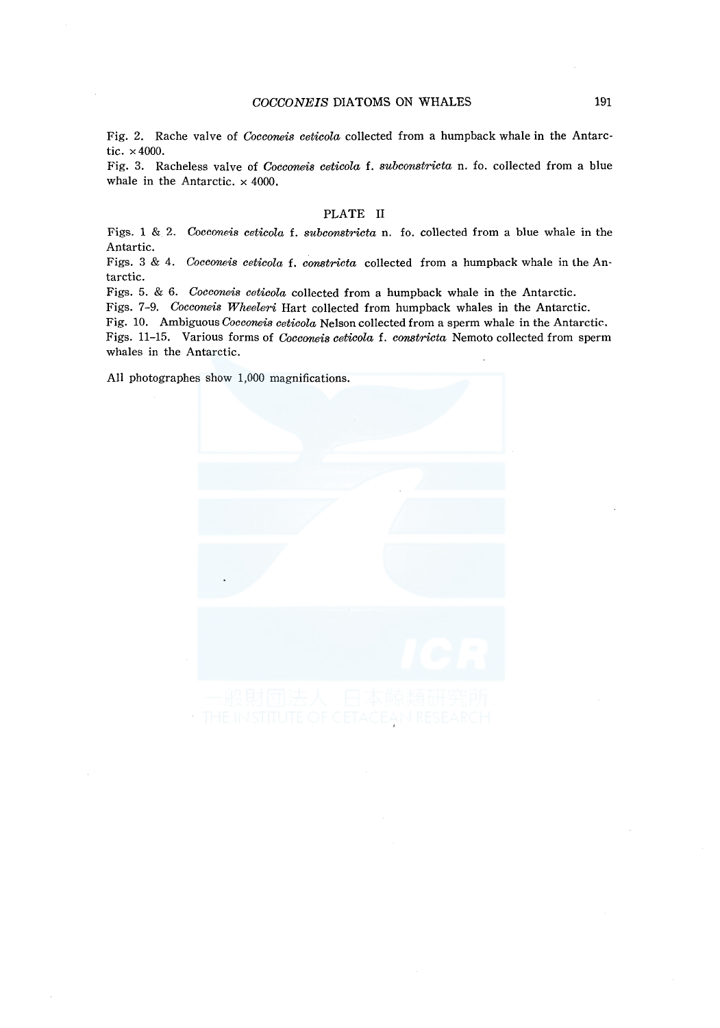Fig. 2. Rache valve of *Cocconeis ceticola* collected from a humpback whale in the Antarctic. ×4000.

Fig. 3. Racheless valve of *Cocconeis ceticola* f. *subconstricta* n. fo. collected from a blue whale in the Antarctic. × 4000.

## PLATE II

Figs. 1 & 2. *Cocconeis ceticola* f. *subconstricta* n. fo. collected from a blue whale in the Antartic.

Figs. 3 & 4. *Cocconeis ceticola* f. *constricta* collected from a humpback whale in the Antarctic.

Figs. 5. & 6. *Cocconeis ceticola* collected from a humpback whale in the Antarctic.

Figs. 7–9. *Cocconeis Wheeleri* Hart collected from humpback whales in the Antarctic.

Fig. 10. Ambiguous *Cocconeis ceticola* Nelson collected from a sperm whale in the Antarctic.

Figs. 11–15. Various forms of *Cocconeis ceticola* f. *constricta* Nemoto collected from sperm whales in the Antarctic.

All photographes show 1,000 magnifications.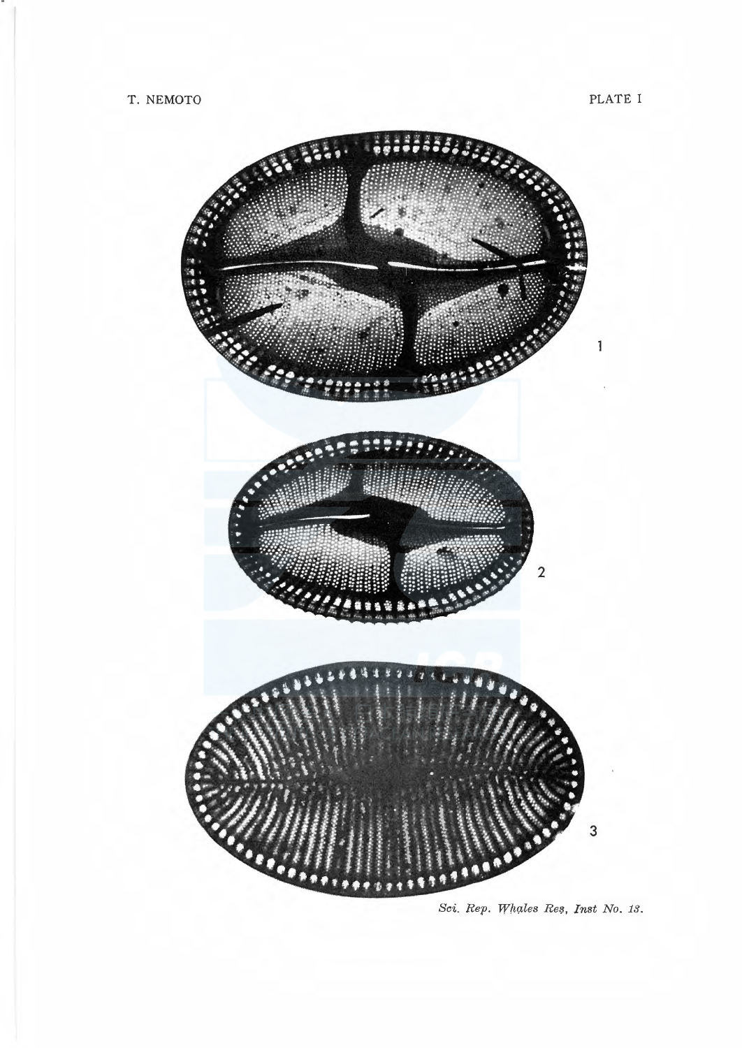1

2

3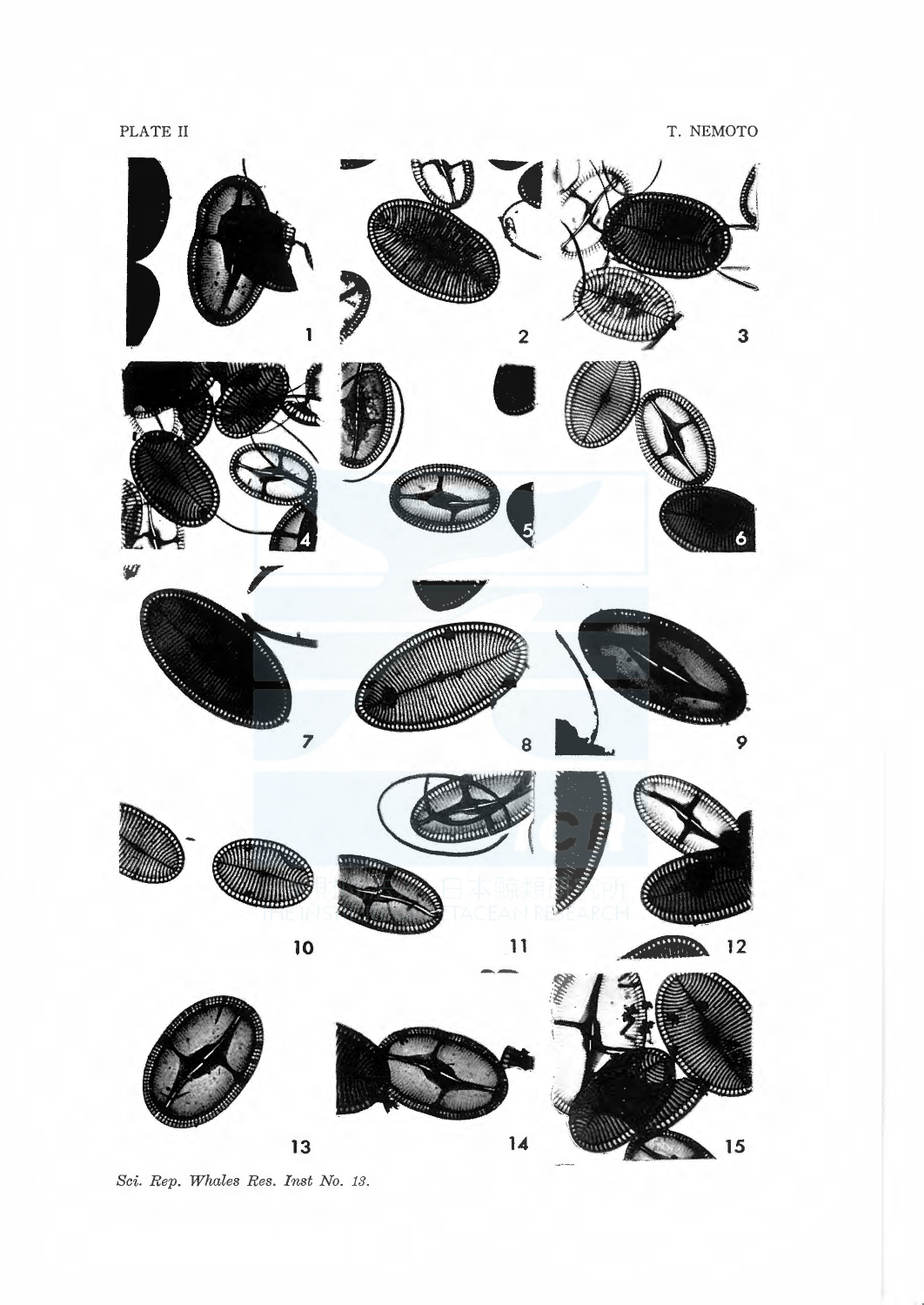PLATE II

1 2 3 4 5 6 7 8 9 10 11 12 13 14 15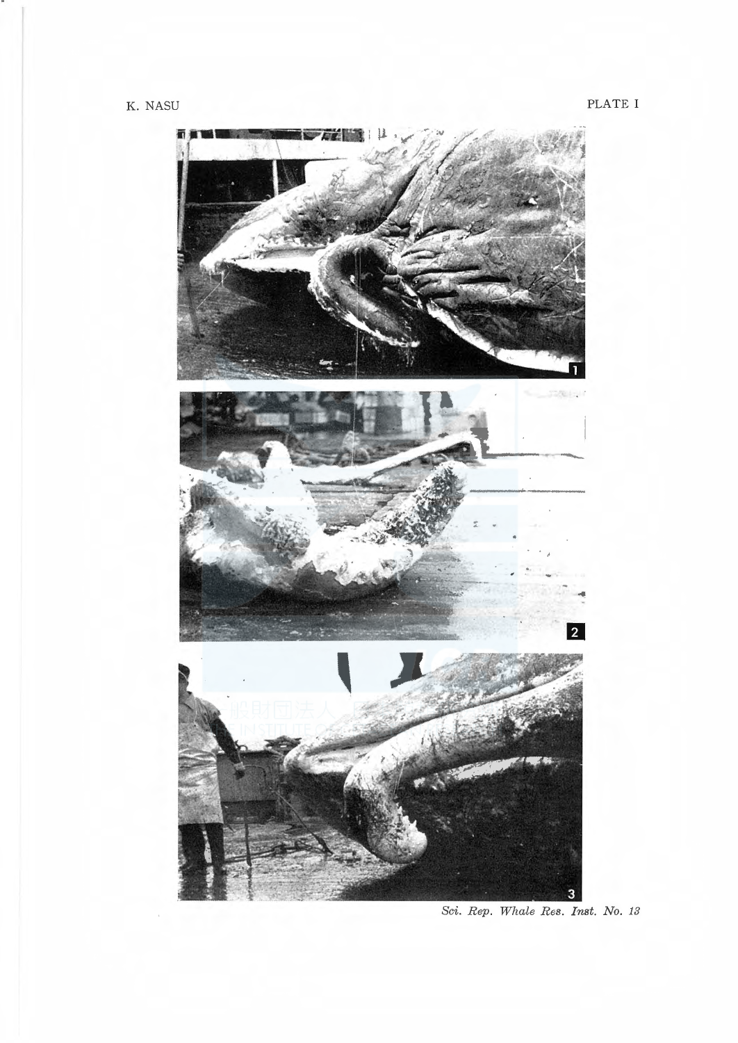PLATE I